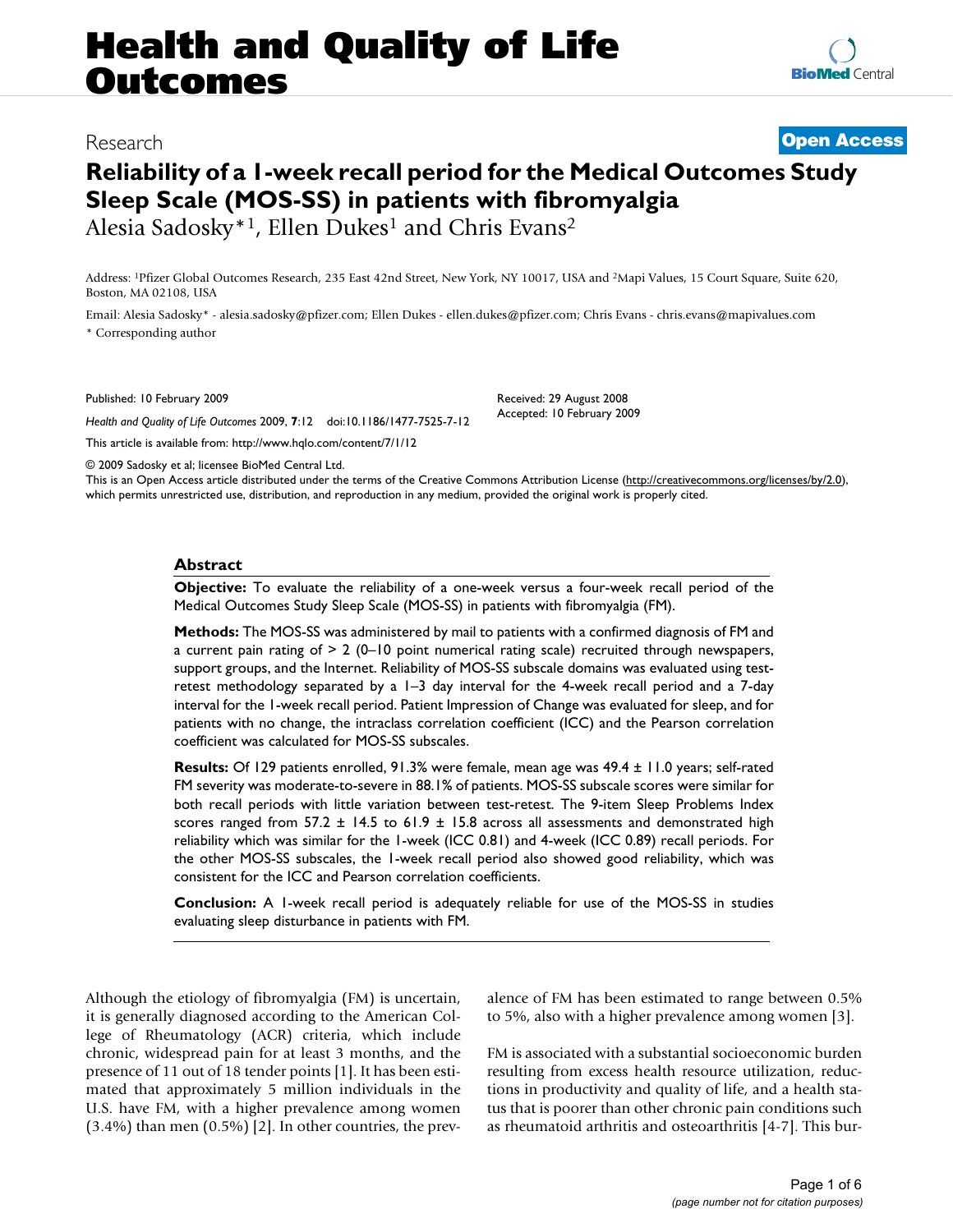# Health and Quality of Life Outcomes

Research | Open Access

## Reliability of a 1-week recall period for the Medical Outcomes Study Sleep Scale (MOS-SS) in patients with fibromyalgia

Alesia Sadosky*[1], Ellen Dukes[1] and Chris Evans[2]

Address: [1]Pfizer Global Outcomes Research, 235 East 42nd Street, New York, NY 10017, USA and [2]Mapi Values, 15 Court Square, Suite 620, Boston, MA 02108, USA

Email: Alesia Sadosky* - alesia.sadosky@pfizer.com; Ellen Dukes - ellen.dukes@pfizer.com; Chris Evans - chris.evans@mapivalues.com

\* Corresponding author

Published: 10 February 2009

*Health and Quality of Life Outcomes* 2009, **7**:12 doi:10.1186/1477-7525-7-12

Received: 29 August 2008
Accepted: 10 February 2009

This article is available from: http://www.hqlo.com/content/7/1/12

© 2009 Sadosky et al; licensee BioMed Central Ltd.
This is an Open Access article distributed under the terms of the Creative Commons Attribution License (http://creativecommons.org/licenses/by/2.0), which permits unrestricted use, distribution, and reproduction in any medium, provided the original work is properly cited.

### Abstract

**Objective:** To evaluate the reliability of a one-week versus a four-week recall period of the Medical Outcomes Study Sleep Scale (MOS-SS) in patients with fibromyalgia (FM).

**Methods:** The MOS-SS was administered by mail to patients with a confirmed diagnosis of FM and a current pain rating of > 2 (0–10 point numerical rating scale) recruited through newspapers, support groups, and the Internet. Reliability of MOS-SS subscale domains was evaluated using test-retest methodology separated by a 1–3 day interval for the 4-week recall period and a 7-day interval for the 1-week recall period. Patient Impression of Change was evaluated for sleep, and for patients with no change, the intraclass correlation coefficient (ICC) and the Pearson correlation coefficient was calculated for MOS-SS subscales.

**Results:** Of 129 patients enrolled, 91.3% were female, mean age was 49.4 ± 11.0 years; self-rated FM severity was moderate-to-severe in 88.1% of patients. MOS-SS subscale scores were similar for both recall periods with little variation between test-retest. The 9-item Sleep Problems Index scores ranged from 57.2 ± 14.5 to 61.9 ± 15.8 across all assessments and demonstrated high reliability which was similar for the 1-week (ICC 0.81) and 4-week (ICC 0.89) recall periods. For the other MOS-SS subscales, the 1-week recall period also showed good reliability, which was consistent for the ICC and Pearson correlation coefficients.

**Conclusion:** A 1-week recall period is adequately reliable for use of the MOS-SS in studies evaluating sleep disturbance in patients with FM.

Although the etiology of fibromyalgia (FM) is uncertain, it is generally diagnosed according to the American College of Rheumatology (ACR) criteria, which include chronic, widespread pain for at least 3 months, and the presence of 11 out of 18 tender points [1]. It has been estimated that approximately 5 million individuals in the U.S. have FM, with a higher prevalence among women (3.4%) than men (0.5%) [2]. In other countries, the prevalence of FM has been estimated to range between 0.5% to 5%, also with a higher prevalence among women [3].

FM is associated with a substantial socioeconomic burden resulting from excess health resource utilization, reductions in productivity and quality of life, and a health status that is poorer than other chronic pain conditions such as rheumatoid arthritis and osteoarthritis [4-7]. This bur-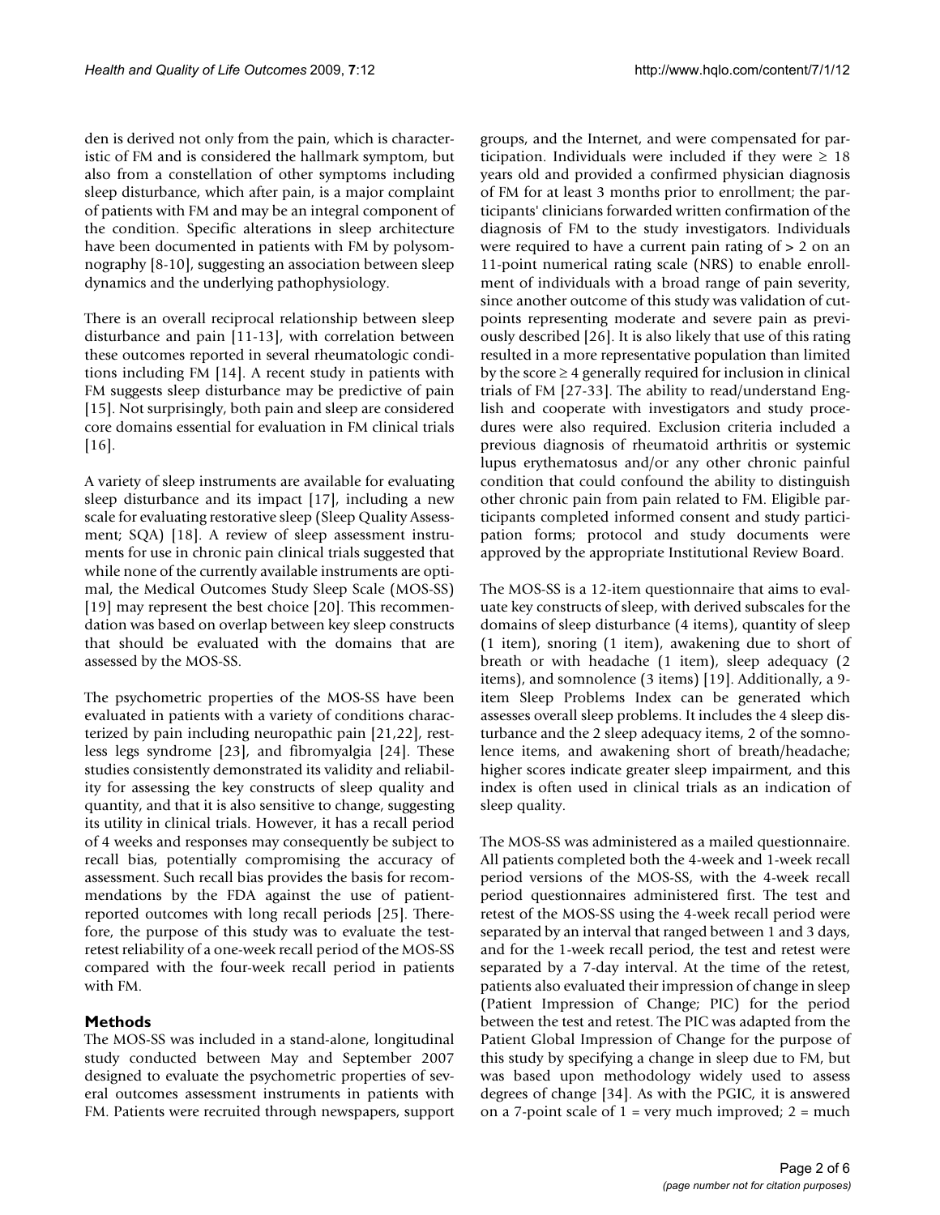den is derived not only from the pain, which is characteristic of FM and is considered the hallmark symptom, but also from a constellation of other symptoms including sleep disturbance, which after pain, is a major complaint of patients with FM and may be an integral component of the condition. Specific alterations in sleep architecture have been documented in patients with FM by polysomnography [8-10], suggesting an association between sleep dynamics and the underlying pathophysiology.

There is an overall reciprocal relationship between sleep disturbance and pain [11-13], with correlation between these outcomes reported in several rheumatologic conditions including FM [14]. A recent study in patients with FM suggests sleep disturbance may be predictive of pain [15]. Not surprisingly, both pain and sleep are considered core domains essential for evaluation in FM clinical trials [16].

A variety of sleep instruments are available for evaluating sleep disturbance and its impact [17], including a new scale for evaluating restorative sleep (Sleep Quality Assessment; SQA) [18]. A review of sleep assessment instruments for use in chronic pain clinical trials suggested that while none of the currently available instruments are optimal, the Medical Outcomes Study Sleep Scale (MOS-SS) [19] may represent the best choice [20]. This recommendation was based on overlap between key sleep constructs that should be evaluated with the domains that are assessed by the MOS-SS.

The psychometric properties of the MOS-SS have been evaluated in patients with a variety of conditions characterized by pain including neuropathic pain [21,22], restless legs syndrome [23], and fibromyalgia [24]. These studies consistently demonstrated its validity and reliability for assessing the key constructs of sleep quality and quantity, and that it is also sensitive to change, suggesting its utility in clinical trials. However, it has a recall period of 4 weeks and responses may consequently be subject to recall bias, potentially compromising the accuracy of assessment. Such recall bias provides the basis for recommendations by the FDA against the use of patient-reported outcomes with long recall periods [25]. Therefore, the purpose of this study was to evaluate the test-retest reliability of a one-week recall period of the MOS-SS compared with the four-week recall period in patients with FM.

## Methods

The MOS-SS was included in a stand-alone, longitudinal study conducted between May and September 2007 designed to evaluate the psychometric properties of several outcomes assessment instruments in patients with FM. Patients were recruited through newspapers, support groups, and the Internet, and were compensated for participation. Individuals were included if they were ≥ 18 years old and provided a confirmed physician diagnosis of FM for at least 3 months prior to enrollment; the participants' clinicians forwarded written confirmation of the diagnosis of FM to the study investigators. Individuals were required to have a current pain rating of > 2 on an 11-point numerical rating scale (NRS) to enable enrollment of individuals with a broad range of pain severity, since another outcome of this study was validation of cutpoints representing moderate and severe pain as previously described [26]. It is also likely that use of this rating resulted in a more representative population than limited by the score ≥ 4 generally required for inclusion in clinical trials of FM [27-33]. The ability to read/understand English and cooperate with investigators and study procedures were also required. Exclusion criteria included a previous diagnosis of rheumatoid arthritis or systemic lupus erythematosus and/or any other chronic painful condition that could confound the ability to distinguish other chronic pain from pain related to FM. Eligible participants completed informed consent and study participation forms; protocol and study documents were approved by the appropriate Institutional Review Board.

The MOS-SS is a 12-item questionnaire that aims to evaluate key constructs of sleep, with derived subscales for the domains of sleep disturbance (4 items), quantity of sleep (1 item), snoring (1 item), awakening due to short of breath or with headache (1 item), sleep adequacy (2 items), and somnolence (3 items) [19]. Additionally, a 9-item Sleep Problems Index can be generated which assesses overall sleep problems. It includes the 4 sleep disturbance and the 2 sleep adequacy items, 2 of the somnolence items, and awakening short of breath/headache; higher scores indicate greater sleep impairment, and this index is often used in clinical trials as an indication of sleep quality.

The MOS-SS was administered as a mailed questionnaire. All patients completed both the 4-week and 1-week recall period versions of the MOS-SS, with the 4-week recall period questionnaires administered first. The test and retest of the MOS-SS using the 4-week recall period were separated by an interval that ranged between 1 and 3 days, and for the 1-week recall period, the test and retest were separated by a 7-day interval. At the time of the retest, patients also evaluated their impression of change in sleep (Patient Impression of Change; PIC) for the period between the test and retest. The PIC was adapted from the Patient Global Impression of Change for the purpose of this study by specifying a change in sleep due to FM, but was based upon methodology widely used to assess degrees of change [34]. As with the PGIC, it is answered on a 7-point scale of 1 = very much improved; 2 = much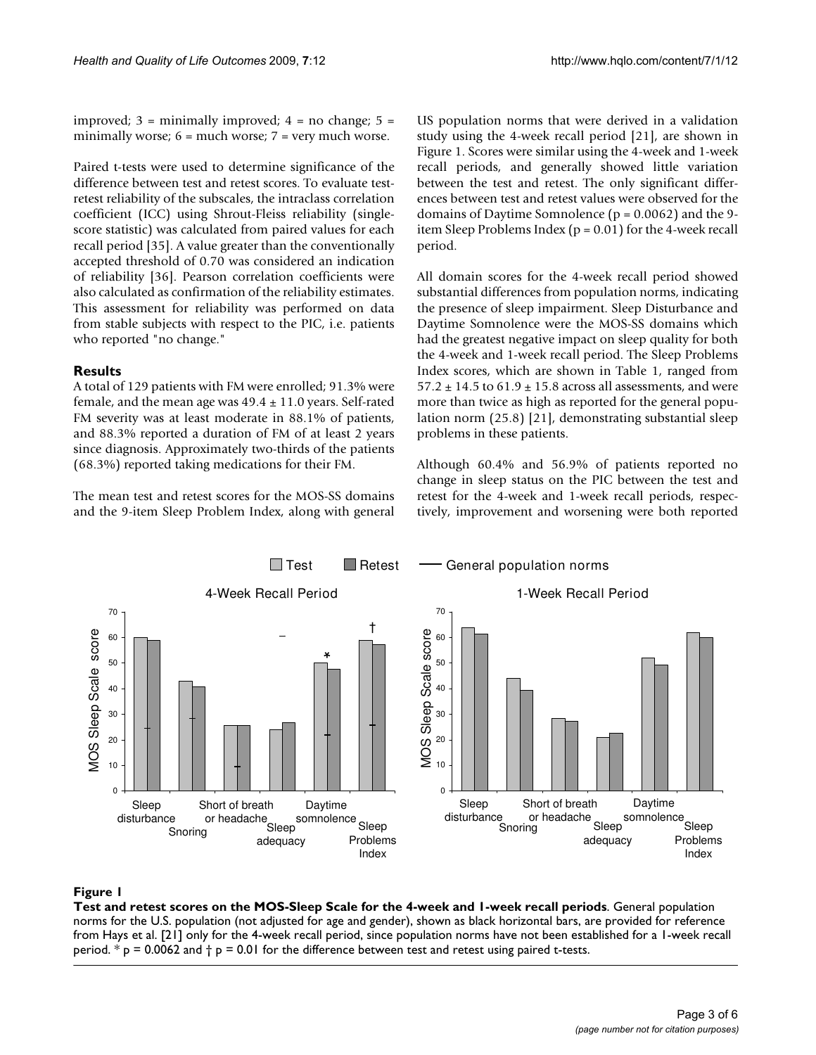improved; 3 = minimally improved; 4 = no change; 5 = minimally worse; 6 = much worse; 7 = very much worse.

Paired t-tests were used to determine significance of the difference between test and retest scores. To evaluate test-retest reliability of the subscales, the intraclass correlation coefficient (ICC) using Shrout-Fleiss reliability (single-score statistic) was calculated from paired values for each recall period [35]. A value greater than the conventionally accepted threshold of 0.70 was considered an indication of reliability [36]. Pearson correlation coefficients were also calculated as confirmation of the reliability estimates. This assessment for reliability was performed on data from stable subjects with respect to the PIC, i.e. patients who reported "no change."

## Results

A total of 129 patients with FM were enrolled; 91.3% were female, and the mean age was 49.4 ± 11.0 years. Self-rated FM severity was at least moderate in 88.1% of patients, and 88.3% reported a duration of FM of at least 2 years since diagnosis. Approximately two-thirds of the patients (68.3%) reported taking medications for their FM.

The mean test and retest scores for the MOS-SS domains and the 9-item Sleep Problem Index, along with general US population norms that were derived in a validation study using the 4-week recall period [21], are shown in Figure 1. Scores were similar using the 4-week and 1-week recall periods, and generally showed little variation between the test and retest. The only significant differences between test and retest values were observed for the domains of Daytime Somnolence ($p = 0.0062$) and the 9-item Sleep Problems Index ($p = 0.01$) for the 4-week recall period.

All domain scores for the 4-week recall period showed substantial differences from population norms, indicating the presence of sleep impairment. Sleep Disturbance and Daytime Somnolence were the MOS-SS domains which had the greatest negative impact on sleep quality for both the 4-week and 1-week recall period. The Sleep Problems Index scores, which are shown in Table 1, ranged from 57.2 ± 14.5 to 61.9 ± 15.8 across all assessments, and were more than twice as high as reported for the general population norm (25.8) [21], demonstrating substantial sleep problems in these patients.

Although 60.4% and 56.9% of patients reported no change in sleep status on the PIC between the test and retest for the 4-week and 1-week recall periods, respectively, improvement and worsening were both reported

**Figure 1**

**Test and retest scores on the MOS-Sleep Scale for the 4-week and 1-week recall periods**. General population norms for the U.S. population (not adjusted for age and gender), shown as black horizontal bars, are provided for reference from Hays et al. [21] only for the 4-week recall period, since population norms have not been established for a 1-week recall period. * $p = 0.0062$ and † $p = 0.01$ for the difference between test and retest using paired t-tests.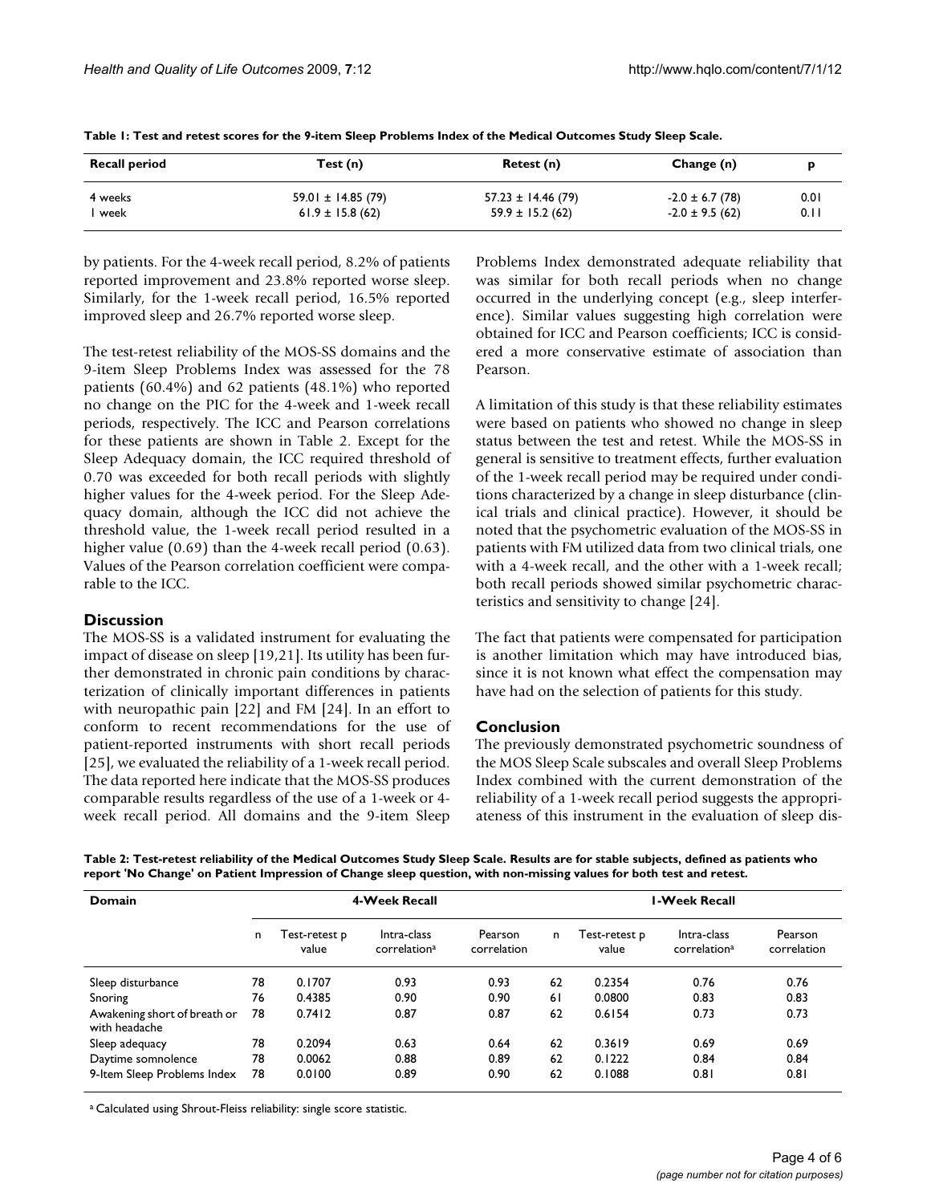**Table 1: Test and retest scores for the 9-item Sleep Problems Index of the Medical Outcomes Study Sleep Scale.**

| Recall period | Test (n) | Retest (n) | Change (n) | p |
| --- | --- | --- | --- | --- |
| 4 weeks | 59.01 ± 14.85 (79) | 57.23 ± 14.46 (79) | -2.0 ± 6.7 (78) | 0.01 |
| 1 week | 61.9 ± 15.8 (62) | 59.9 ± 15.2 (62) | -2.0 ± 9.5 (62) | 0.11 |

by patients. For the 4-week recall period, 8.2% of patients reported improvement and 23.8% reported worse sleep. Similarly, for the 1-week recall period, 16.5% reported improved sleep and 26.7% reported worse sleep.

The test-retest reliability of the MOS-SS domains and the 9-item Sleep Problems Index was assessed for the 78 patients (60.4%) and 62 patients (48.1%) who reported no change on the PIC for the 4-week and 1-week recall periods, respectively. The ICC and Pearson correlations for these patients are shown in Table 2. Except for the Sleep Adequacy domain, the ICC required threshold of 0.70 was exceeded for both recall periods with slightly higher values for the 4-week period. For the Sleep Adequacy domain, although the ICC did not achieve the threshold value, the 1-week recall period resulted in a higher value (0.69) than the 4-week recall period (0.63). Values of the Pearson correlation coefficient were comparable to the ICC.

## Discussion

The MOS-SS is a validated instrument for evaluating the impact of disease on sleep [19,21]. Its utility has been further demonstrated in chronic pain conditions by characterization of clinically important differences in patients with neuropathic pain [22] and FM [24]. In an effort to conform to recent recommendations for the use of patient-reported instruments with short recall periods [25], we evaluated the reliability of a 1-week recall period. The data reported here indicate that the MOS-SS produces comparable results regardless of the use of a 1-week or 4-week recall period. All domains and the 9-item Sleep Problems Index demonstrated adequate reliability that was similar for both recall periods when no change occurred in the underlying concept (e.g., sleep interference). Similar values suggesting high correlation were obtained for ICC and Pearson coefficients; ICC is considered a more conservative estimate of association than Pearson.

A limitation of this study is that these reliability estimates were based on patients who showed no change in sleep status between the test and retest. While the MOS-SS in general is sensitive to treatment effects, further evaluation of the 1-week recall period may be required under conditions characterized by a change in sleep disturbance (clinical trials and clinical practice). However, it should be noted that the psychometric evaluation of the MOS-SS in patients with FM utilized data from two clinical trials, one with a 4-week recall, and the other with a 1-week recall; both recall periods showed similar psychometric characteristics and sensitivity to change [24].

The fact that patients were compensated for participation is another limitation which may have introduced bias, since it is not known what effect the compensation may have had on the selection of patients for this study.

## Conclusion

The previously demonstrated psychometric soundness of the MOS Sleep Scale subscales and overall Sleep Problems Index combined with the current demonstration of the reliability of a 1-week recall period suggests the appropriateness of this instrument in the evaluation of sleep dis-

**Table 2: Test-retest reliability of the Medical Outcomes Study Sleep Scale. Results are for stable subjects, defined as patients who report 'No Change' on Patient Impression of Change sleep question, with non-missing values for both test and retest.**

| Domain | 4-Week Recall | | | | 1-Week Recall | | | |
| --- | --- | --- | --- | --- | --- | --- | --- | --- |
| | n | Test-retest p value | Intra-class correlation[a] | Pearson correlation | n | Test-retest p value | Intra-class correlation[a] | Pearson correlation |
| Sleep disturbance | 78 | 0.1707 | 0.93 | 0.93 | 62 | 0.2354 | 0.76 | 0.76 |
| Snoring | 76 | 0.4385 | 0.90 | 0.90 | 61 | 0.0800 | 0.83 | 0.83 |
| Awakening short of breath or with headache | 78 | 0.7412 | 0.87 | 0.87 | 62 | 0.6154 | 0.73 | 0.73 |
| Sleep adequacy | 78 | 0.2094 | 0.63 | 0.64 | 62 | 0.3619 | 0.69 | 0.69 |
| Daytime somnolence | 78 | 0.0062 | 0.88 | 0.89 | 62 | 0.1222 | 0.84 | 0.84 |
| 9-Item Sleep Problems Index | 78 | 0.0100 | 0.89 | 0.90 | 62 | 0.1088 | 0.81 | 0.81 |

[a] Calculated using Shrout-Fleiss reliability: single score statistic.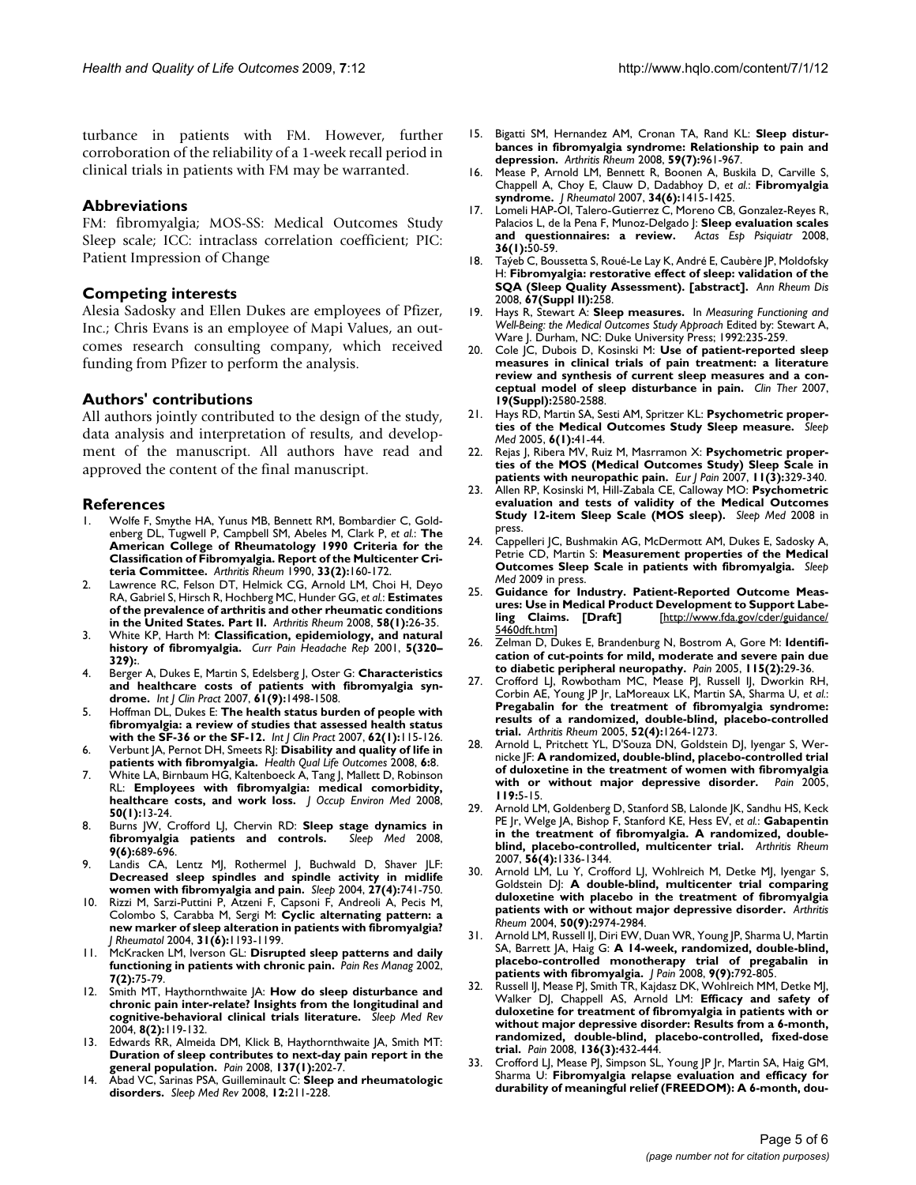turbance in patients with FM. However, further corroboration of the reliability of a 1-week recall period in clinical trials in patients with FM may be warranted.

## Abbreviations

FM: fibromyalgia; MOS-SS: Medical Outcomes Study Sleep scale; ICC: intraclass correlation coefficient; PIC: Patient Impression of Change

## Competing interests

Alesia Sadosky and Ellen Dukes are employees of Pfizer, Inc.; Chris Evans is an employee of Mapi Values, an outcomes research consulting company, which received funding from Pfizer to perform the analysis.

## Authors' contributions

All authors jointly contributed to the design of the study, data analysis and interpretation of results, and development of the manuscript. All authors have read and approved the content of the final manuscript.

## References

1. Wolfe F, Smythe HA, Yunus MB, Bennett RM, Bombardier C, Goldenberg DL, Tugwell P, Campbell SM, Abeles M, Clark P, *et al.*: **The American College of Rheumatology 1990 Criteria for the Classification of Fibromyalgia. Report of the Multicenter Criteria Committee.** *Arthritis Rheum* 1990, **33(2):**160-172.
2. Lawrence RC, Felson DT, Helmick CG, Arnold LM, Choi H, Deyo RA, Gabriel S, Hirsch R, Hochberg MC, Hunder GG, *et al.*: **Estimates of the prevalence of arthritis and other rheumatic conditions in the United States. Part II.** *Arthritis Rheum* 2008, **58(1):**26-35.
3. White KP, Harth M: **Classification, epidemiology, and natural history of fibromyalgia.** *Curr Pain Headache Rep* 2001, **5(320–329):**.
4. Berger A, Dukes E, Martin S, Edelsberg J, Oster G: **Characteristics and healthcare costs of patients with fibromyalgia syndrome.** *Int J Clin Pract* 2007, **61(9):**1498-1508.
5. Hoffman DL, Dukes E: **The health status burden of people with fibromyalgia: a review of studies that assessed health status with the SF-36 or the SF-12.** *Int J Clin Pract* 2007, **62(1):**115-126.
6. Verbunt JA, Pernot DH, Smeets RJ: **Disability and quality of life in patients with fibromyalgia.** *Health Qual Life Outcomes* 2008, **6:**8.
7. White LA, Birnbaum HG, Kaltenboeck A, Tang J, Mallett D, Robinson RL: **Employees with fibromyalgia: medical comorbidity, healthcare costs, and work loss.** *J Occup Environ Med* 2008, **50(1):**13-24.
8. Burns JW, Crofford LJ, Chervin RD: **Sleep stage dynamics in fibromyalgia patients and controls.** *Sleep Med* 2008, **9(6):**689-696.
9. Landis CA, Lentz MJ, Rothermel J, Buchwald D, Shaver JLF: **Decreased sleep spindles and spindle activity in midlife women with fibromyalgia and pain.** *Sleep* 2004, **27(4):**741-750.
10. Rizzi M, Sarzi-Puttini P, Atzeni F, Capsoni F, Andreoli A, Pecis M, Colombo S, Carabba M, Sergi M: **Cyclic alternating pattern: a new marker of sleep alteration in patients with fibromyalgia?** *J Rheumatol* 2004, **31(6):**1193-1199.
11. McKracken LM, Iverson GL: **Disrupted sleep patterns and daily functioning in patients with chronic pain.** *Pain Res Manag* 2002, **7(2):**75-79.
12. Smith MT, Haythornthwaite JA: **How do sleep disturbance and chronic pain inter-relate? Insights from the longitudinal and cognitive-behavioral clinical trials literature.** *Sleep Med Rev* 2004, **8(2):**119-132.
13. Edwards RR, Almeida DM, Klick B, Haythornthwaite JA, Smith MT: **Duration of sleep contributes to next-day pain report in the general population.** *Pain* 2008, **137(1):**202-7.
14. Abad VC, Sarinas PSA, Guilleminault C: **Sleep and rheumatologic disorders.** *Sleep Med Rev* 2008, **12:**211-228.
15. Bigatti SM, Hernandez AM, Cronan TA, Rand KL: **Sleep disturbances in fibromyalgia syndrome: Relationship to pain and depression.** *Arthritis Rheum* 2008, **59(7):**961-967.
16. Mease P, Arnold LM, Bennett R, Boonen A, Buskila D, Carville S, Chappell A, Choy E, Clauw D, Dadabhoy D, *et al.*: **Fibromyalgia syndrome.** *J Rheumatol* 2007, **34(6):**1415-1425.
17. Lomeli HAP-OI, Talero-Gutierrez C, Moreno CB, Gonzalez-Reyes R, Palacios L, de la Pena F, Munoz-Delgado J: **Sleep evaluation scales and questionnaires: a review.** *Actas Esp Psiquiatr* 2008, **36(1):**50-59.
18. Taÿeb C, Boussetta S, Roué-Le Lay K, André E, Caubère JP, Moldofsky H: **Fibromyalgia: restorative effect of sleep: validation of the SQA (Sleep Quality Assessment). [abstract].** *Ann Rheum Dis* 2008, **67(Suppl II):**258.
19. Hays R, Stewart A: **Sleep measures.** In *Measuring Functioning and Well-Being: the Medical Outcomes Study Approach* Edited by: Stewart A, Ware J. Durham, NC: Duke University Press; 1992:235-259.
20. Cole JC, Dubois D, Kosinski M: **Use of patient-reported sleep measures in clinical trials of pain treatment: a literature review and synthesis of current sleep measures and a conceptual model of sleep disturbance in pain.** *Clin Ther* 2007, **19(Suppl):**2580-2588.
21. Hays RD, Martin SA, Sesti AM, Spritzer KL: **Psychometric properties of the Medical Outcomes Study Sleep measure.** *Sleep Med* 2005, **6(1):**41-44.
22. Rejas J, Ribera MV, Ruiz M, Masrramon X: **Psychometric properties of the MOS (Medical Outcomes Study) Sleep Scale in patients with neuropathic pain.** *Eur J Pain* 2007, **11(3):**329-340.
23. Allen RP, Kosinski M, Hill-Zabala CE, Calloway MO: **Psychometric evaluation and tests of validity of the Medical Outcomes Study 12-item Sleep Scale (MOS sleep).** *Sleep Med* 2008 in press.
24. Cappelleri JC, Bushmakin AG, McDermott AM, Dukes E, Sadosky A, Petrie CD, Martin S: **Measurement properties of the Medical Outcomes Sleep Scale in patients with fibromyalgia.** *Sleep Med* 2009 in press.
25. **Guidance for Industry. Patient-Reported Outcome Measures: Use in Medical Product Development to Support Labeling Claims. [Draft]** [http://www.fda.gov/cder/guidance/5460dft.htm]
26. Zelman D, Dukes E, Brandenburg N, Bostrom A, Gore M: **Identification of cut-points for mild, moderate and severe pain due to diabetic peripheral neuropathy.** *Pain* 2005, **115(2):**29-36.
27. Crofford LJ, Rowbotham MC, Mease PJ, Russell IJ, Dworkin RH, Corbin AE, Young JP Jr, LaMoreaux LK, Martin SA, Sharma U, *et al.*: **Pregabalin for the treatment of fibromyalgia syndrome: results of a randomized, double-blind, placebo-controlled trial.** *Arthritis Rheum* 2005, **52(4):**1264-1273.
28. Arnold L, Pritchett YL, D'Souza DN, Goldstein DJ, Iyengar S, Wernicke JF: **A randomized, double-blind, placebo-controlled trial of duloxetine in the treatment of women with fibromyalgia with or without major depressive disorder.** *Pain* 2005, **119:**5-15.
29. Arnold LM, Goldenberg D, Stanford SB, Lalonde JK, Sandhu HS, Keck PE Jr, Welge JA, Bishop F, Stanford KE, Hess EV, *et al.*: **Gabapentin in the treatment of fibromyalgia. A randomized, double-blind, placebo-controlled, multicenter trial.** *Arthritis Rheum* 2007, **56(4):**1336-1344.
30. Arnold LM, Lu Y, Crofford LJ, Wohlreich M, Detke MJ, Iyengar S, Goldstein DJ: **A double-blind, multicenter trial comparing duloxetine with placebo in the treatment of fibromyalgia patients with or without major depressive disorder.** *Arthritis Rheum* 2004, **50(9):**2974-2984.
31. Arnold LM, Russell IJ, Diri EW, Duan WR, Young JP, Sharma U, Martin SA, Barrett JA, Haig G: **A 14-week, randomized, double-blind, placebo-controlled monotherapy trial of pregabalin in patients with fibromyalgia.** *J Pain* 2008, **9(9):**792-805.
32. Russell IJ, Mease PJ, Smith TR, Kajdasz DK, Wohlreich MM, Detke MJ, Walker DJ, Chappell AS, Arnold LM: **Efficacy and safety of duloxetine for treatment of fibromyalgia in patients with or without major depressive disorder: Results from a 6-month, randomized, double-blind, placebo-controlled, fixed-dose trial.** *Pain* 2008, **136(3):**432-444.
33. Crofford LJ, Mease PJ, Simpson SL, Young JP Jr, Martin SA, Haig GM, Sharma U: **Fibromyalgia relapse evaluation and efficacy for durability of meaningful relief (FREEDOM): A 6-month, dou-**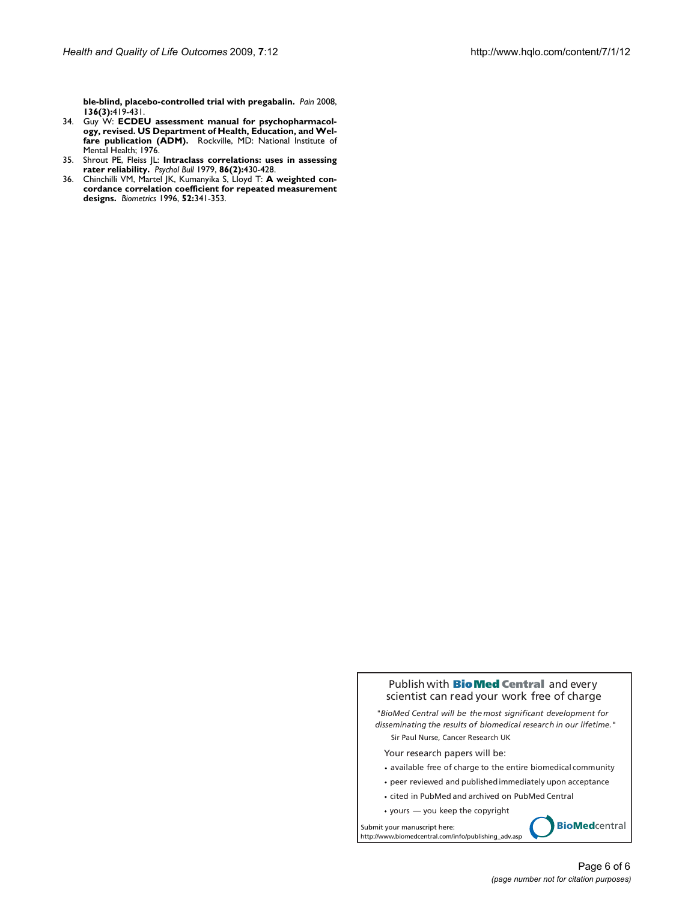**ble-blind, placebo-controlled trial with pregabalin.** *Pain* 2008, **136(3):**419-431.

34. Guy W: **ECDEU assessment manual for psychopharmacology, revised. US Department of Health, Education, and Welfare publication (ADM).** Rockville, MD: National Institute of Mental Health; 1976.
35. Shrout PE, Fleiss JL: **Intraclass correlations: uses in assessing rater reliability.** *Psychol Bull* 1979, **86(2):**430-428.
36. Chinchilli VM, Martel JK, Kumanyika S, Lloyd T: **A weighted concordance correlation coefficient for repeated measurement designs.** *Biometrics* 1996, **52:**341-353.

Publish with **BioMed Central** and every scientist can read your work free of charge

*"BioMed Central will be the most significant development for disseminating the results of biomedical research in our lifetime."*

Sir Paul Nurse, Cancer Research UK

Your research papers will be:

- available free of charge to the entire biomedical community
- peer reviewed and published immediately upon acceptance
- cited in PubMed and archived on PubMed Central
- yours — you keep the copyright

Submit your manuscript here:
http://www.biomedcentral.com/info/publishing_adv.asp

**BioMed**central